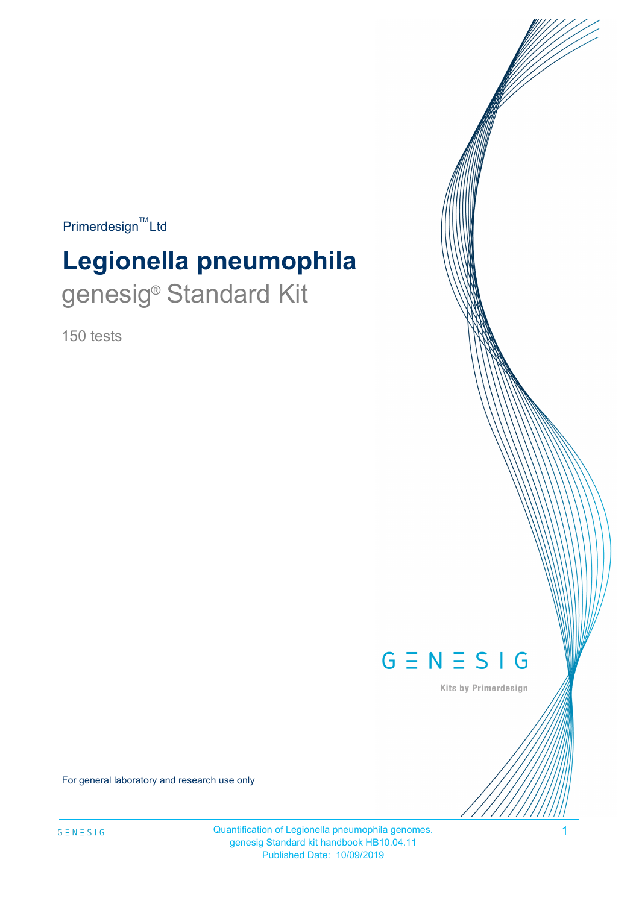Primerdesign™ Ltd

# Legionella pneumophila

## genesig® Standard Kit

150 tests

GENESIG

Kits by Primerdesign

For general laboratory and research use only

Quantification of Legionella pneumophila genomes.
genesig Standard kit handbook HB10.04.11
Published Date: 10/09/2019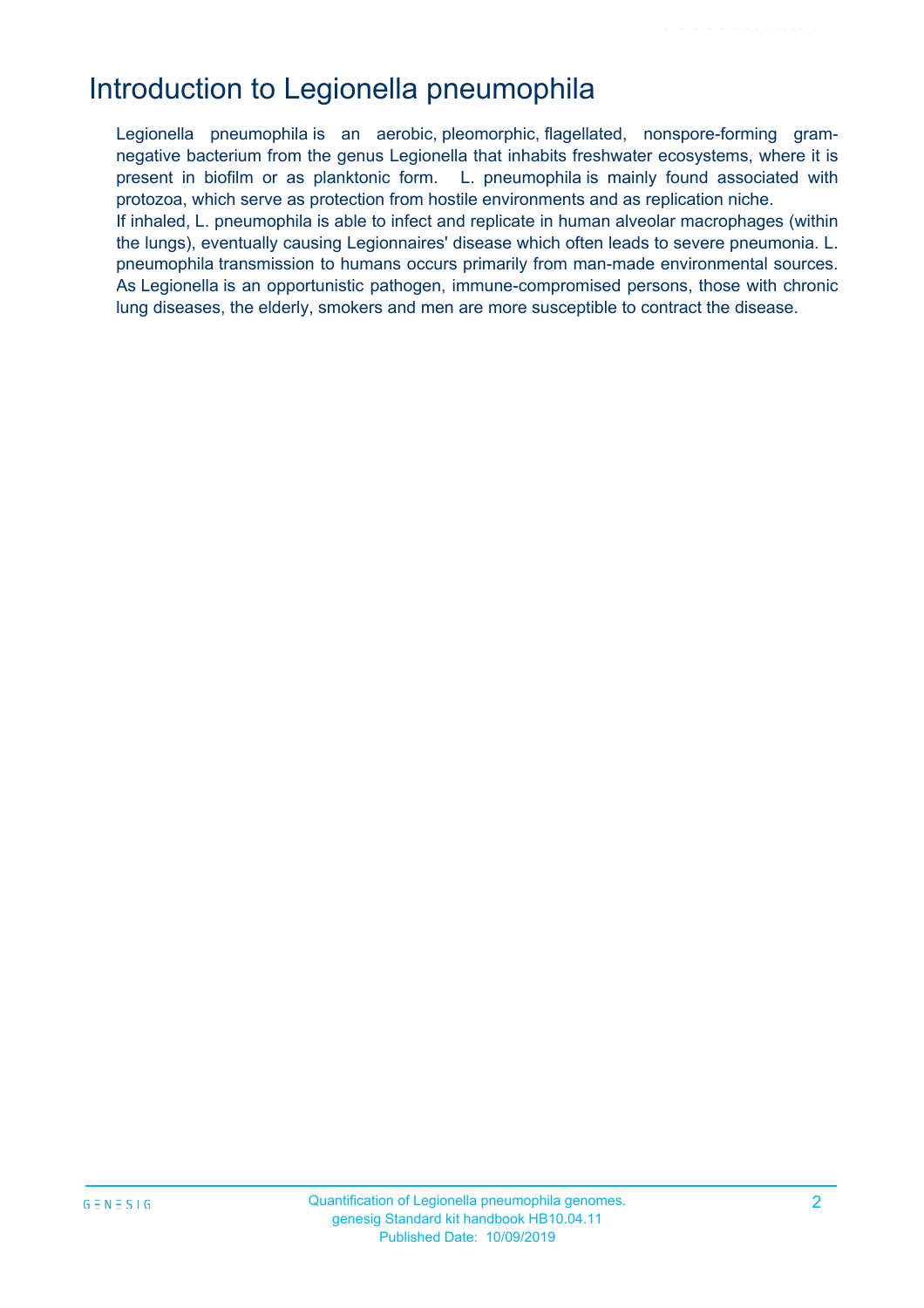# Introduction to Legionella pneumophila

Legionella pneumophila is an aerobic, pleomorphic, flagellated, nonspore-forming gram-negative bacterium from the genus Legionella that inhabits freshwater ecosystems, where it is present in biofilm or as planktonic form. L. pneumophila is mainly found associated with protozoa, which serve as protection from hostile environments and as replication niche.
If inhaled, L. pneumophila is able to infect and replicate in human alveolar macrophages (within the lungs), eventually causing Legionnaires' disease which often leads to severe pneumonia. L. pneumophila transmission to humans occurs primarily from man-made environmental sources. As Legionella is an opportunistic pathogen, immune-compromised persons, those with chronic lung diseases, the elderly, smokers and men are more susceptible to contract the disease.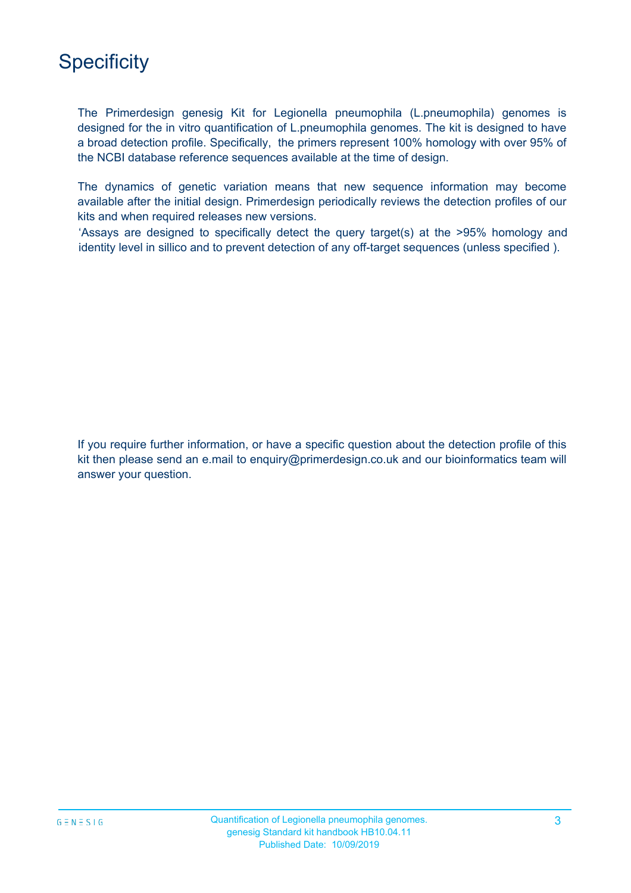# Specificity

The Primerdesign genesig Kit for Legionella pneumophila (L.pneumophila) genomes is designed for the in vitro quantification of L.pneumophila genomes. The kit is designed to have a broad detection profile. Specifically, the primers represent 100% homology with over 95% of the NCBI database reference sequences available at the time of design.

The dynamics of genetic variation means that new sequence information may become available after the initial design. Primerdesign periodically reviews the detection profiles of our kits and when required releases new versions.

‘Assays are designed to specifically detect the query target(s) at the >95% homology and identity level in sillico and to prevent detection of any off-target sequences (unless specified ).

If you require further information, or have a specific question about the detection profile of this kit then please send an e.mail to enquiry@primerdesign.co.uk and our bioinformatics team will answer your question.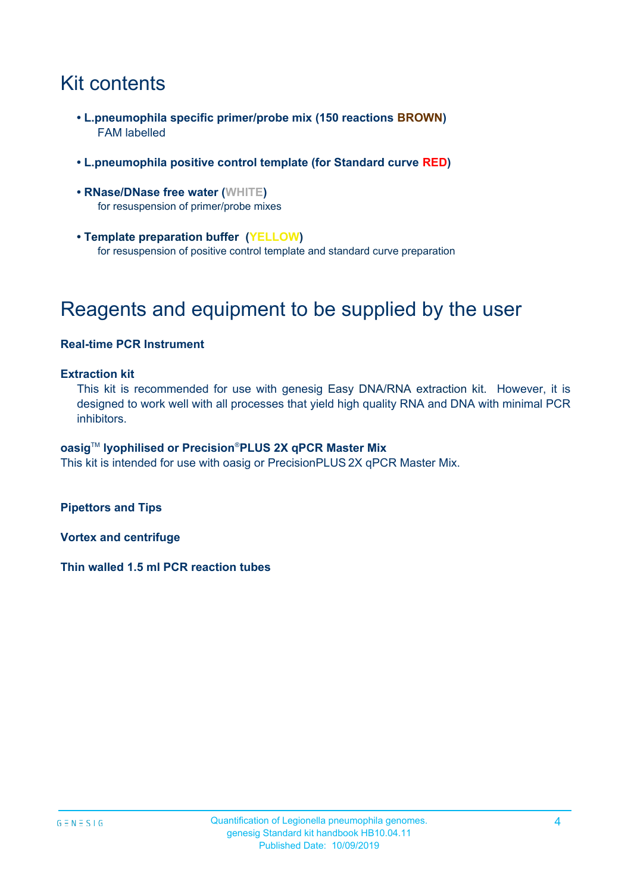# Kit contents

- **L.pneumophila specific primer/probe mix (150 reactions BROWN)**
  FAM labelled

- **L.pneumophila positive control template (for Standard curve RED)**

- **RNase/DNase free water (WHITE)**
  for resuspension of primer/probe mixes

- **Template preparation buffer (YELLOW)**
  for resuspension of positive control template and standard curve preparation

# Reagents and equipment to be supplied by the user

**Real-time PCR Instrument**

**Extraction kit**

This kit is recommended for use with genesig Easy DNA/RNA extraction kit. However, it is designed to work well with all processes that yield high quality RNA and DNA with minimal PCR inhibitors.

**oasig™ lyophilised or Precision®PLUS 2X qPCR Master Mix**

This kit is intended for use with oasig or PrecisionPLUS 2X qPCR Master Mix.

**Pipettors and Tips**

**Vortex and centrifuge**

**Thin walled 1.5 ml PCR reaction tubes**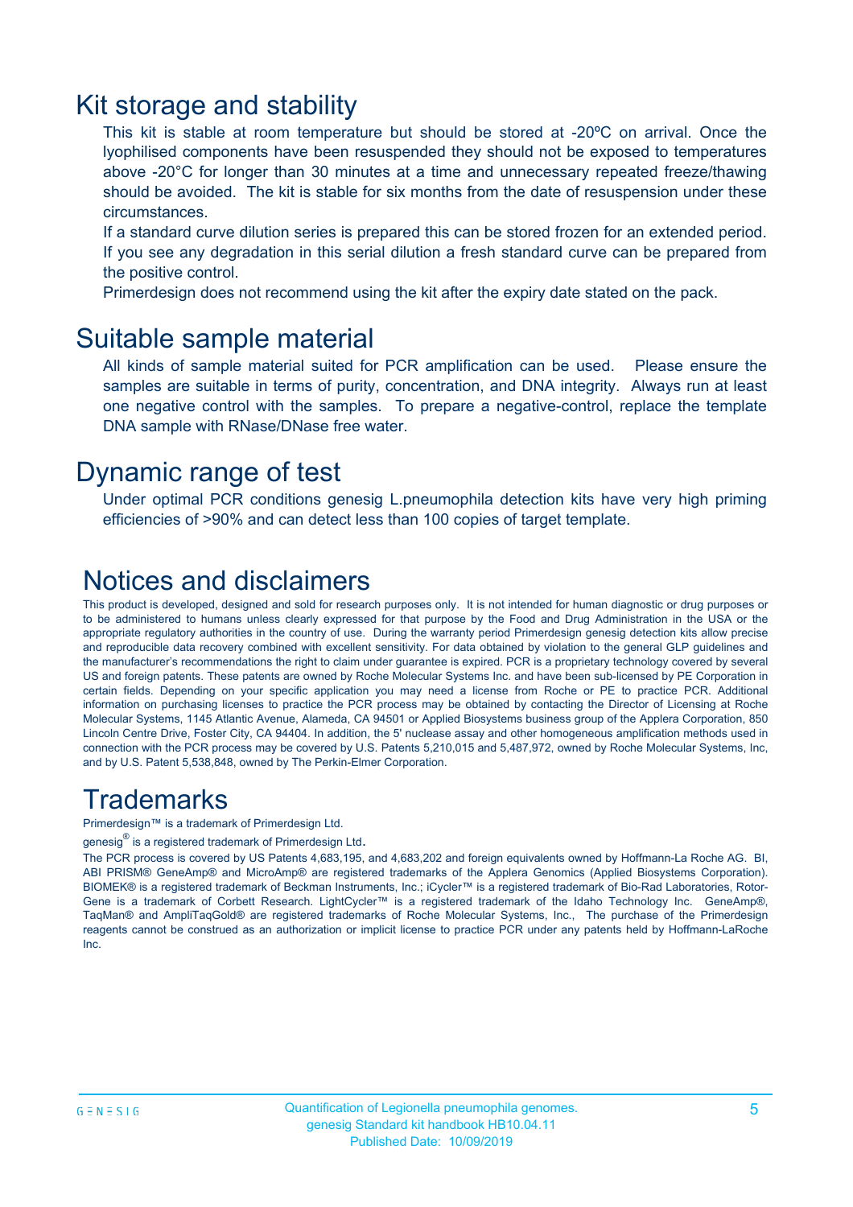# Kit storage and stability

This kit is stable at room temperature but should be stored at -20ºC on arrival. Once the lyophilised components have been resuspended they should not be exposed to temperatures above -20°C for longer than 30 minutes at a time and unnecessary repeated freeze/thawing should be avoided. The kit is stable for six months from the date of resuspension under these circumstances.

If a standard curve dilution series is prepared this can be stored frozen for an extended period. If you see any degradation in this serial dilution a fresh standard curve can be prepared from the positive control.

Primerdesign does not recommend using the kit after the expiry date stated on the pack.

# Suitable sample material

All kinds of sample material suited for PCR amplification can be used. Please ensure the samples are suitable in terms of purity, concentration, and DNA integrity. Always run at least one negative control with the samples. To prepare a negative-control, replace the template DNA sample with RNase/DNase free water.

# Dynamic range of test

Under optimal PCR conditions genesig L.pneumophila detection kits have very high priming efficiencies of >90% and can detect less than 100 copies of target template.

# Notices and disclaimers

This product is developed, designed and sold for research purposes only. It is not intended for human diagnostic or drug purposes or to be administered to humans unless clearly expressed for that purpose by the Food and Drug Administration in the USA or the appropriate regulatory authorities in the country of use. During the warranty period Primerdesign genesig detection kits allow precise and reproducible data recovery combined with excellent sensitivity. For data obtained by violation to the general GLP guidelines and the manufacturer's recommendations the right to claim under guarantee is expired. PCR is a proprietary technology covered by several US and foreign patents. These patents are owned by Roche Molecular Systems Inc. and have been sub-licensed by PE Corporation in certain fields. Depending on your specific application you may need a license from Roche or PE to practice PCR. Additional information on purchasing licenses to practice the PCR process may be obtained by contacting the Director of Licensing at Roche Molecular Systems, 1145 Atlantic Avenue, Alameda, CA 94501 or Applied Biosystems business group of the Applera Corporation, 850 Lincoln Centre Drive, Foster City, CA 94404. In addition, the 5' nuclease assay and other homogeneous amplification methods used in connection with the PCR process may be covered by U.S. Patents 5,210,015 and 5,487,972, owned by Roche Molecular Systems, Inc, and by U.S. Patent 5,538,848, owned by The Perkin-Elmer Corporation.

# Trademarks

Primerdesign™ is a trademark of Primerdesign Ltd.

genesig® is a registered trademark of Primerdesign Ltd.

The PCR process is covered by US Patents 4,683,195, and 4,683,202 and foreign equivalents owned by Hoffmann-La Roche AG. BI, ABI PRISM® GeneAmp® and MicroAmp® are registered trademarks of the Applera Genomics (Applied Biosystems Corporation). BIOMEK® is a registered trademark of Beckman Instruments, Inc.; iCycler™ is a registered trademark of Bio-Rad Laboratories, Rotor-Gene is a trademark of Corbett Research. LightCycler™ is a registered trademark of the Idaho Technology Inc. GeneAmp®, TaqMan® and AmpliTaqGold® are registered trademarks of Roche Molecular Systems, Inc., The purchase of the Primerdesign reagents cannot be construed as an authorization or implicit license to practice PCR under any patents held by Hoffmann-LaRoche Inc.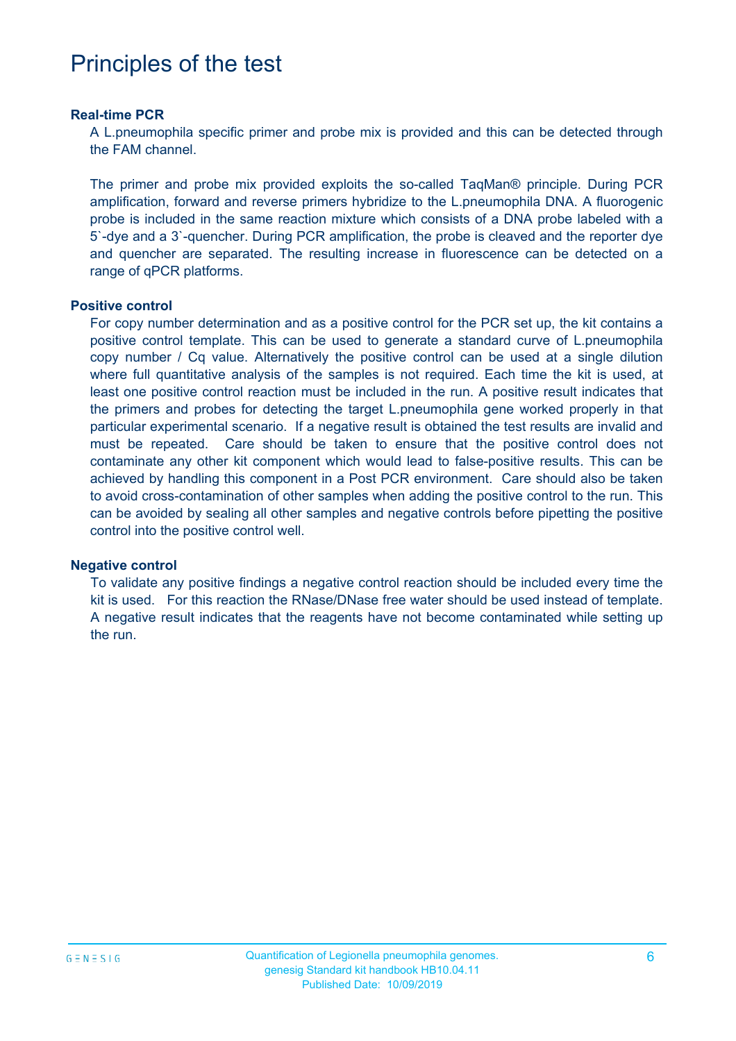# Principles of the test

**Real-time PCR**

A L.pneumophila specific primer and probe mix is provided and this can be detected through the FAM channel.

The primer and probe mix provided exploits the so-called TaqMan® principle. During PCR amplification, forward and reverse primers hybridize to the L.pneumophila DNA. A fluorogenic probe is included in the same reaction mixture which consists of a DNA probe labeled with a 5`-dye and a 3`-quencher. During PCR amplification, the probe is cleaved and the reporter dye and quencher are separated. The resulting increase in fluorescence can be detected on a range of qPCR platforms.

**Positive control**

For copy number determination and as a positive control for the PCR set up, the kit contains a positive control template. This can be used to generate a standard curve of L.pneumophila copy number / Cq value. Alternatively the positive control can be used at a single dilution where full quantitative analysis of the samples is not required. Each time the kit is used, at least one positive control reaction must be included in the run. A positive result indicates that the primers and probes for detecting the target L.pneumophila gene worked properly in that particular experimental scenario. If a negative result is obtained the test results are invalid and must be repeated. Care should be taken to ensure that the positive control does not contaminate any other kit component which would lead to false-positive results. This can be achieved by handling this component in a Post PCR environment. Care should also be taken to avoid cross-contamination of other samples when adding the positive control to the run. This can be avoided by sealing all other samples and negative controls before pipetting the positive control into the positive control well.

**Negative control**

To validate any positive findings a negative control reaction should be included every time the kit is used. For this reaction the RNase/DNase free water should be used instead of template. A negative result indicates that the reagents have not become contaminated while setting up the run.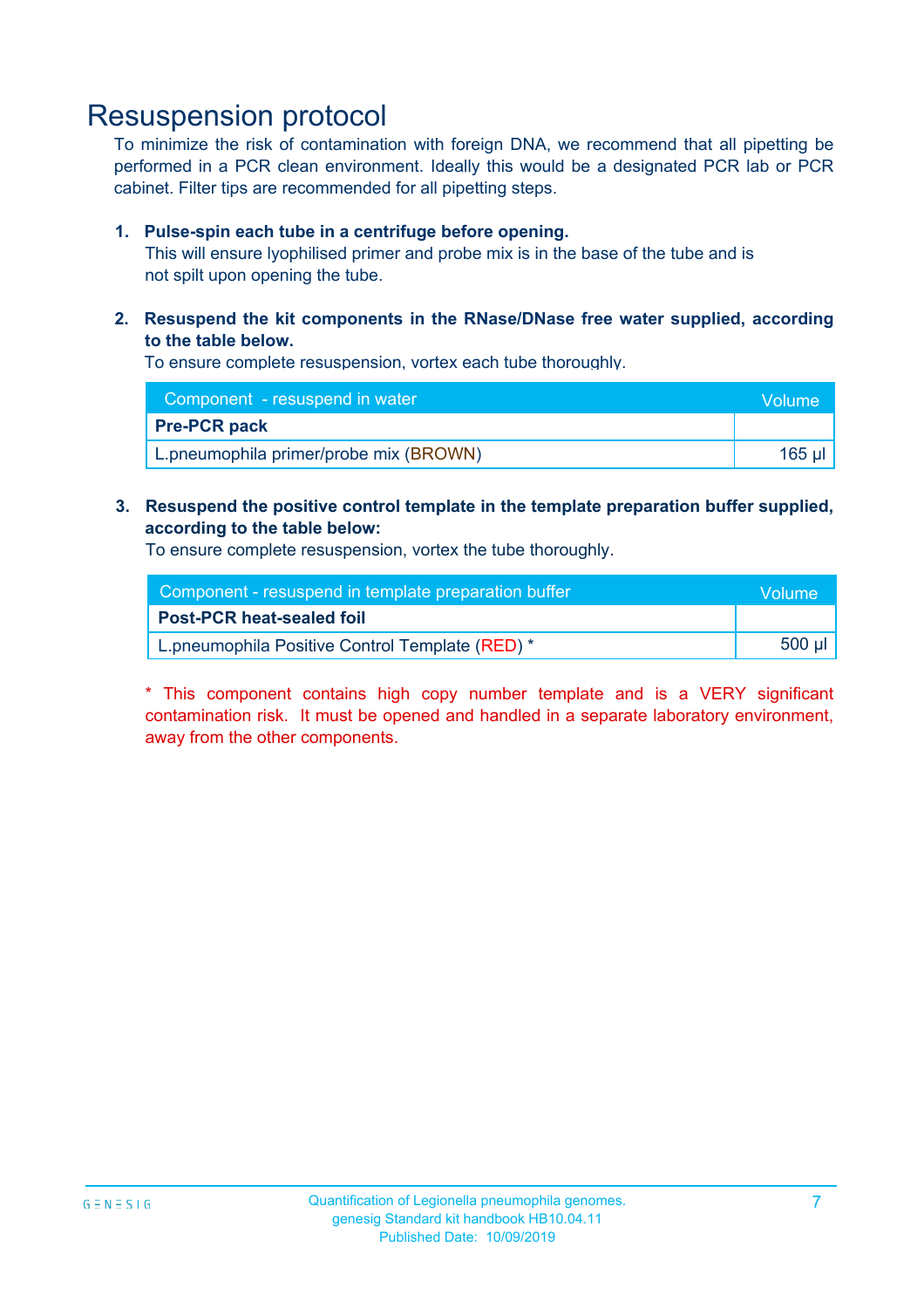# Resuspension protocol

To minimize the risk of contamination with foreign DNA, we recommend that all pipetting be performed in a PCR clean environment. Ideally this would be a designated PCR lab or PCR cabinet. Filter tips are recommended for all pipetting steps.

1. **Pulse-spin each tube in a centrifuge before opening.**
   This will ensure lyophilised primer and probe mix is in the base of the tube and is not spilt upon opening the tube.

2. **Resuspend the kit components in the RNase/DNase free water supplied, according to the table below.**
   To ensure complete resuspension, vortex each tube thoroughly.

| Component - resuspend in water | Volume |
|---|---|
| **Pre-PCR pack** | |
| L.pneumophila primer/probe mix (BROWN) | 165 µl |

3. **Resuspend the positive control template in the template preparation buffer supplied, according to the table below:**
   To ensure complete resuspension, vortex the tube thoroughly.

| Component - resuspend in template preparation buffer | Volume |
|---|---|
| **Post-PCR heat-sealed foil** | |
| L.pneumophila Positive Control Template (RED) * | 500 µl |

* This component contains high copy number template and is a VERY significant contamination risk. It must be opened and handled in a separate laboratory environment, away from the other components.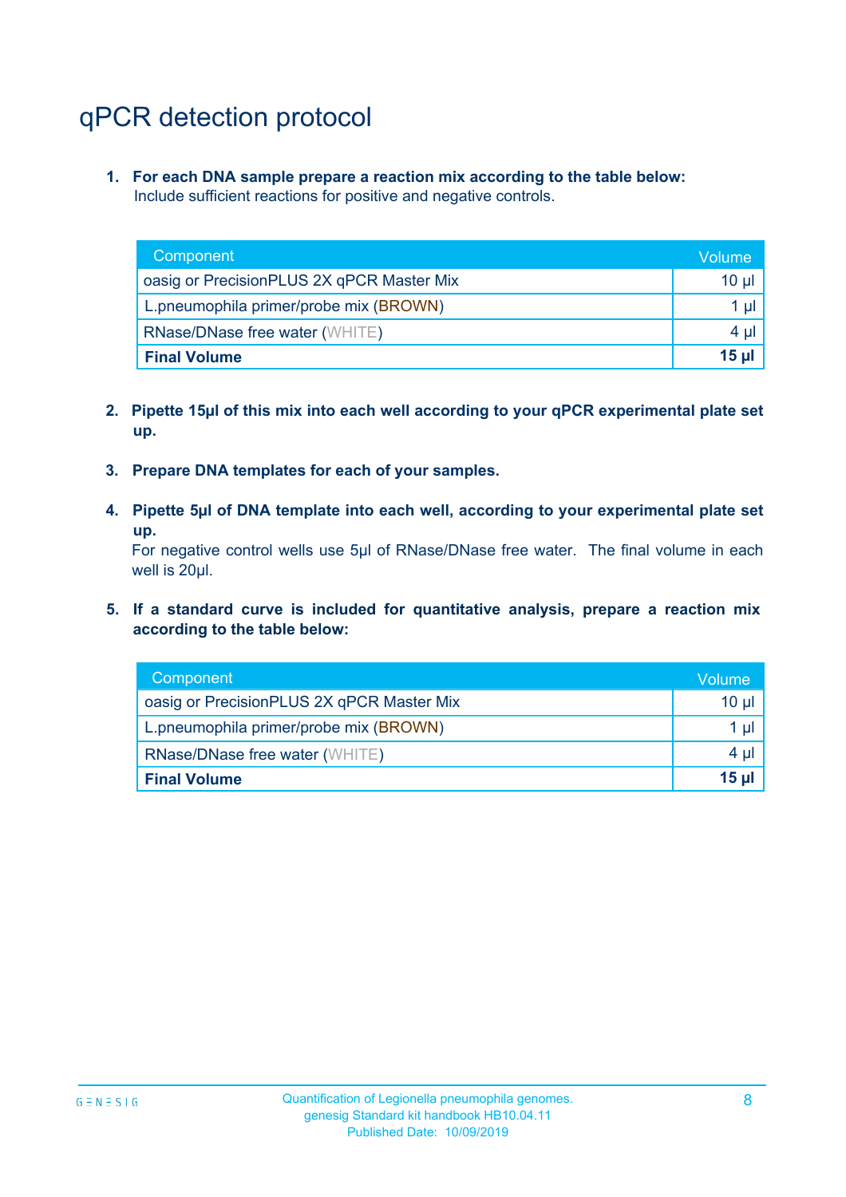# qPCR detection protocol

1. **For each DNA sample prepare a reaction mix according to the table below:**
   Include sufficient reactions for positive and negative controls.

| Component | Volume |
|---|---|
| oasig or PrecisionPLUS 2X qPCR Master Mix | 10 µl |
| L.pneumophila primer/probe mix (BROWN) | 1 µl |
| RNase/DNase free water (WHITE) | 4 µl |
| **Final Volume** | **15 µl** |

2. **Pipette 15µl of this mix into each well according to your qPCR experimental plate set up.**

3. **Prepare DNA templates for each of your samples.**

4. **Pipette 5µl of DNA template into each well, according to your experimental plate set up.**
   For negative control wells use 5µl of RNase/DNase free water. The final volume in each well is 20µl.

5. **If a standard curve is included for quantitative analysis, prepare a reaction mix according to the table below:**

| Component | Volume |
|---|---|
| oasig or PrecisionPLUS 2X qPCR Master Mix | 10 µl |
| L.pneumophila primer/probe mix (BROWN) | 1 µl |
| RNase/DNase free water (WHITE) | 4 µl |
| **Final Volume** | **15 µl** |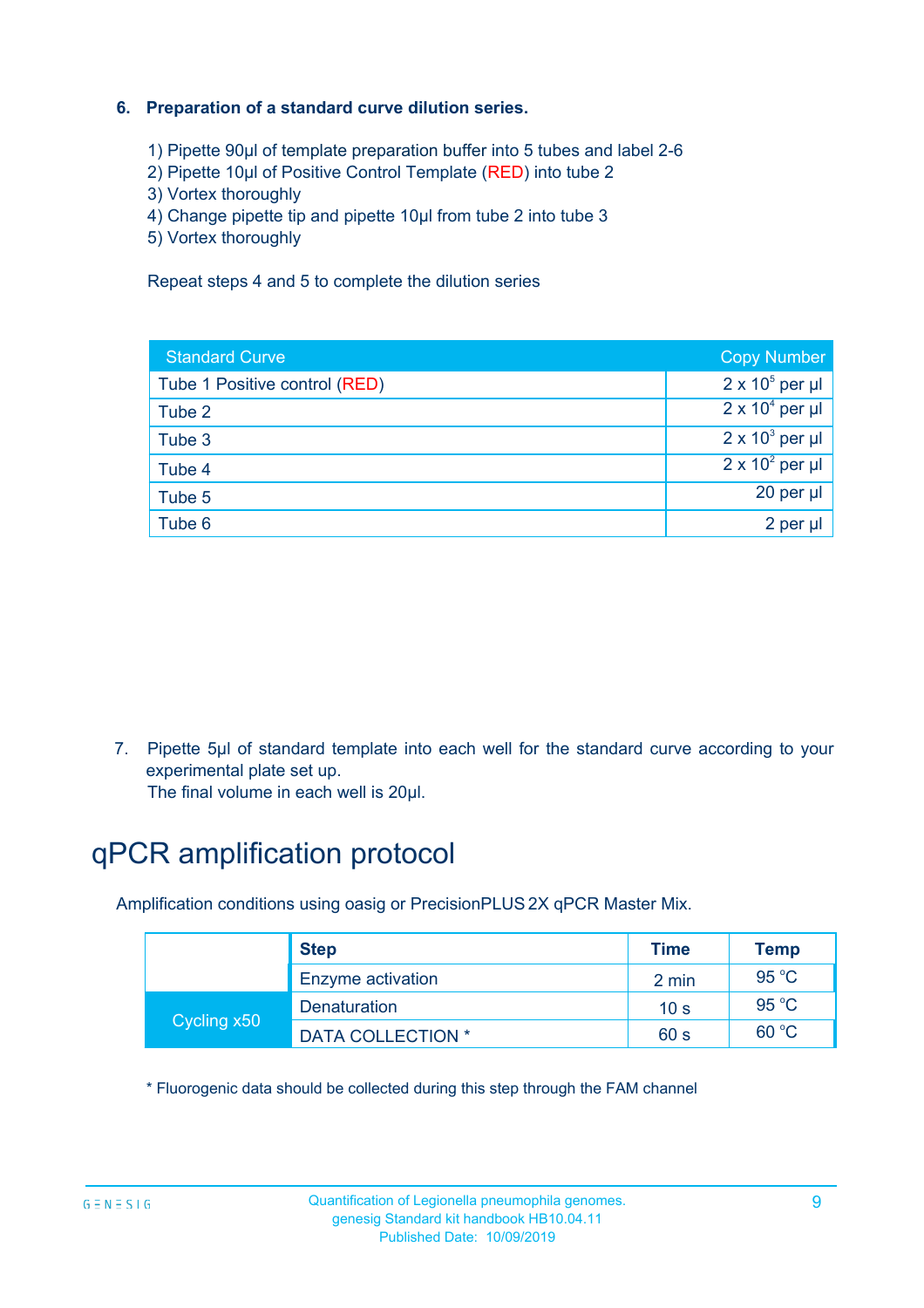**6. Preparation of a standard curve dilution series.**

1) Pipette 90µl of template preparation buffer into 5 tubes and label 2-6
2) Pipette 10µl of Positive Control Template (RED) into tube 2
3) Vortex thoroughly
4) Change pipette tip and pipette 10µl from tube 2 into tube 3
5) Vortex thoroughly

Repeat steps 4 and 5 to complete the dilution series

| Standard Curve | Copy Number |
|---|---|
| Tube 1 Positive control (RED) | $2 \times 10^5$ per µl |
| Tube 2 | $2 \times 10^4$ per µl |
| Tube 3 | $2 \times 10^3$ per µl |
| Tube 4 | $2 \times 10^2$ per µl |
| Tube 5 | 20 per µl |
| Tube 6 | 2 per µl |

7. Pipette 5µl of standard template into each well for the standard curve according to your experimental plate set up.
   The final volume in each well is 20µl.

# qPCR amplification protocol

Amplification conditions using oasig or PrecisionPLUS 2X qPCR Master Mix.

| | Step | Time | Temp |
|---|---|---|---|
| | Enzyme activation | 2 min | 95 °C |
| Cycling x50 | Denaturation | 10 s | 95 °C |
| | DATA COLLECTION * | 60 s | 60 °C |

* Fluorogenic data should be collected during this step through the FAM channel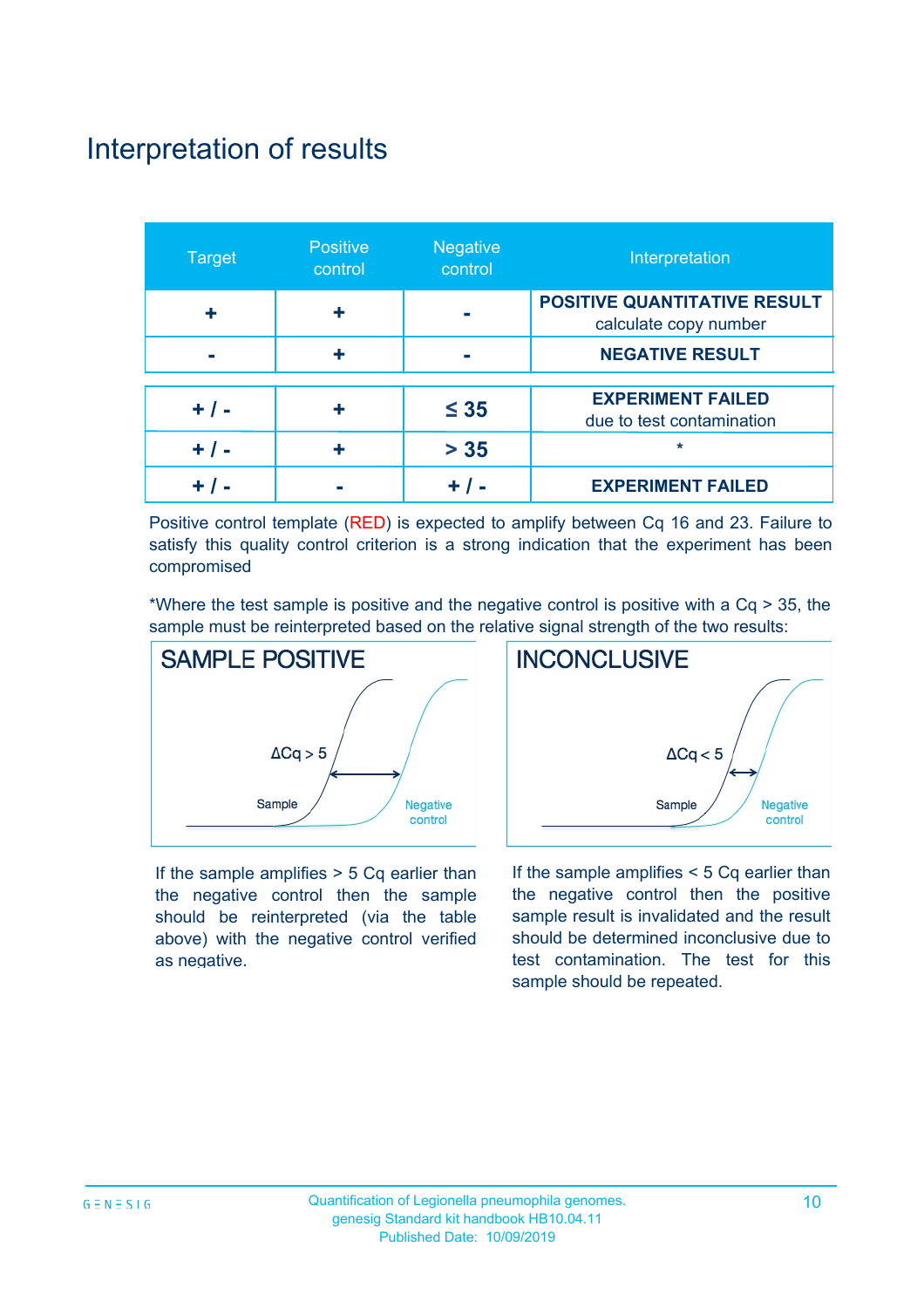# Interpretation of results

| Target | Positive control | Negative control | Interpretation |
|---|---|---|---|
| + | + | - | **POSITIVE QUANTITATIVE RESULT** calculate copy number |
| - | + | - | **NEGATIVE RESULT** |
| + / - | + | ≤ 35 | **EXPERIMENT FAILED** due to test contamination |
| + / - | + | > 35 | * |
| + / - | - | + / - | **EXPERIMENT FAILED** |

Positive control template (RED) is expected to amplify between Cq 16 and 23. Failure to satisfy this quality control criterion is a strong indication that the experiment has been compromised

*Where the test sample is positive and the negative control is positive with a Cq > 35, the sample must be reinterpreted based on the relative signal strength of the two results:

SAMPLE POSITIVE

ΔCq > 5

Sample

Negative control

If the sample amplifies > 5 Cq earlier than the negative control then the sample should be reinterpreted (via the table above) with the negative control verified as negative.

INCONCLUSIVE

ΔCq < 5

Sample

Negative control

If the sample amplifies < 5 Cq earlier than the negative control then the positive sample result is invalidated and the result should be determined inconclusive due to test contamination. The test for this sample should be repeated.